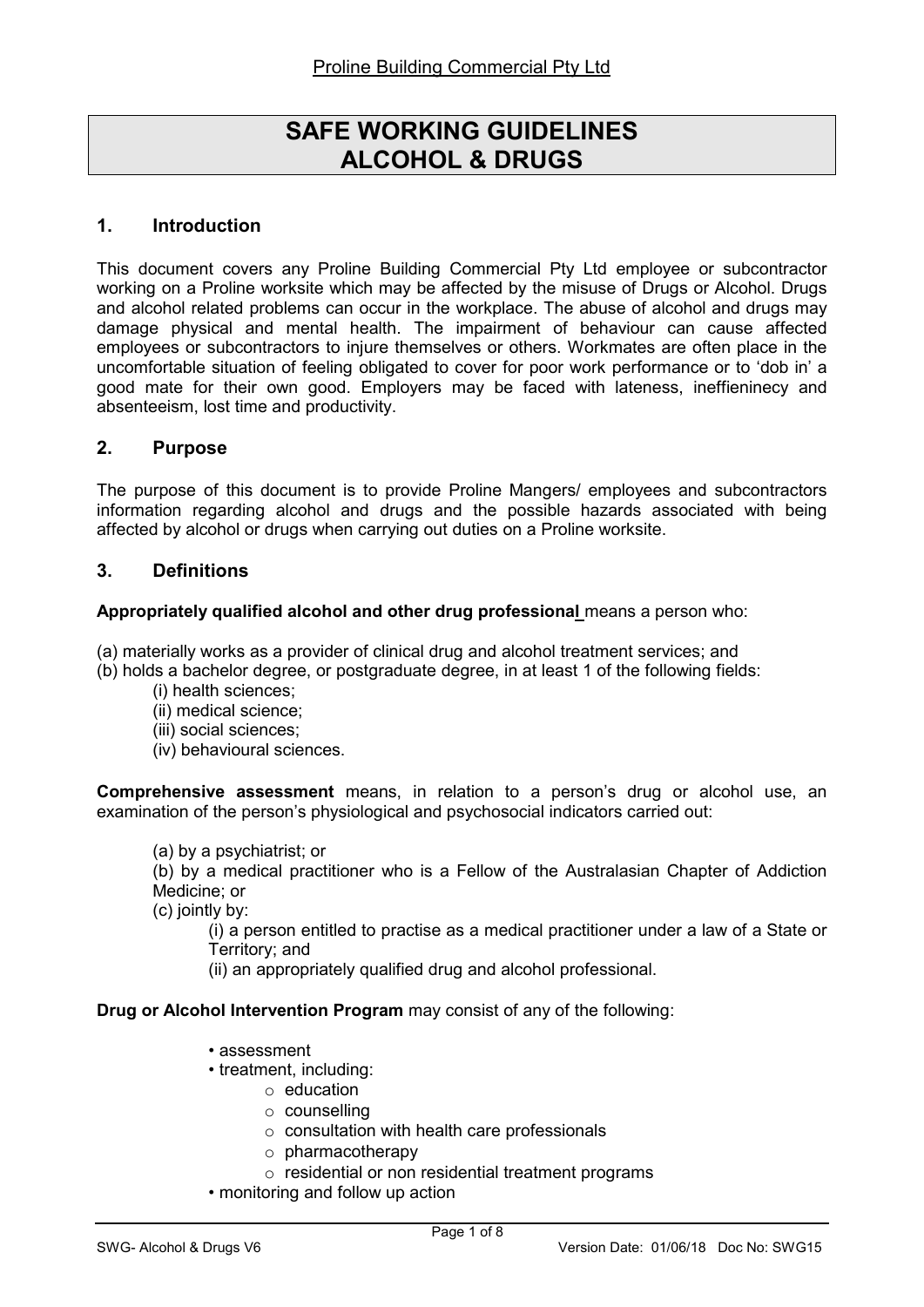Proline Building Commercial Pty Ltd

# SAFE WORKING GUIDELINES
# ALCOHOL & DRUGS

## 1. Introduction

This document covers any Proline Building Commercial Pty Ltd employee or subcontractor working on a Proline worksite which may be affected by the misuse of Drugs or Alcohol. Drugs and alcohol related problems can occur in the workplace. The abuse of alcohol and drugs may damage physical and mental health. The impairment of behaviour can cause affected employees or subcontractors to injure themselves or others. Workmates are often place in the uncomfortable situation of feeling obligated to cover for poor work performance or to 'dob in' a good mate for their own good. Employers may be faced with lateness, ineffieninecy and absenteeism, lost time and productivity.

## 2. Purpose

The purpose of this document is to provide Proline Mangers/ employees and subcontractors information regarding alcohol and drugs and the possible hazards associated with being affected by alcohol or drugs when carrying out duties on a Proline worksite.

## 3. Definitions

**Appropriately qualified alcohol and other drug professional** means a person who:

(a) materially works as a provider of clinical drug and alcohol treatment services; and
(b) holds a bachelor degree, or postgraduate degree, in at least 1 of the following fields:
- (i) health sciences;
- (ii) medical science;
- (iii) social sciences;
- (iv) behavioural sciences.

**Comprehensive assessment** means, in relation to a person's drug or alcohol use, an examination of the person's physiological and psychosocial indicators carried out:

(a) by a psychiatrist; or
(b) by a medical practitioner who is a Fellow of the Australasian Chapter of Addiction Medicine; or
(c) jointly by:
- (i) a person entitled to practise as a medical practitioner under a law of a State or Territory; and
- (ii) an appropriately qualified drug and alcohol professional.

**Drug or Alcohol Intervention Program** may consist of any of the following:

- assessment
- treatment, including:
  - education
  - counselling
  - consultation with health care professionals
  - pharmacotherapy
  - residential or non residential treatment programs
- monitoring and follow up action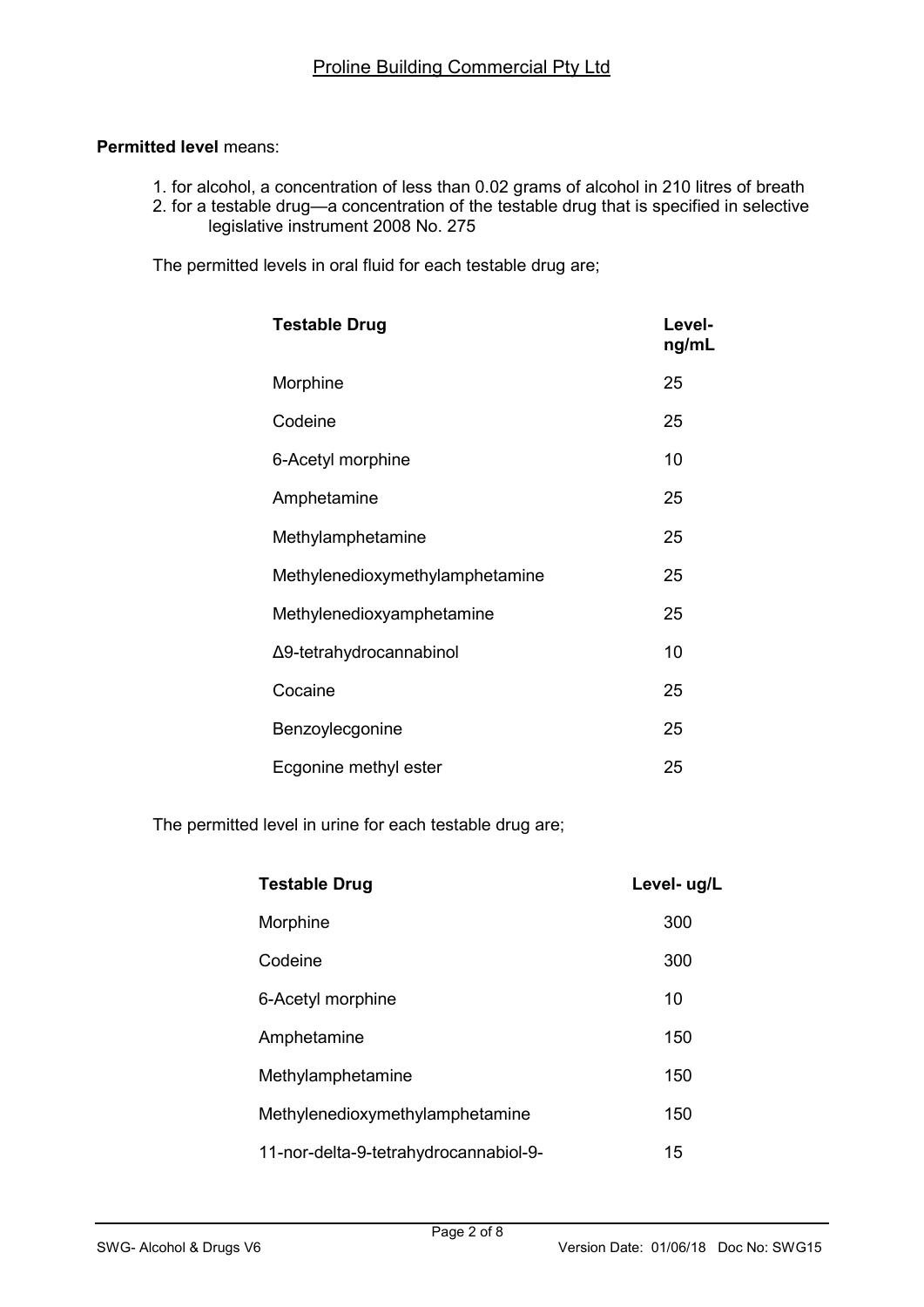**Permitted level** means:

1. for alcohol, a concentration of less than 0.02 grams of alcohol in 210 litres of breath
2. for a testable drug—a concentration of the testable drug that is specified in selective legislative instrument 2008 No. 275

The permitted levels in oral fluid for each testable drug are;

| Testable Drug | Level- ng/mL |
|---|---|
| Morphine | 25 |
| Codeine | 25 |
| 6-Acetyl morphine | 10 |
| Amphetamine | 25 |
| Methylamphetamine | 25 |
| Methylenedioxymethylamphetamine | 25 |
| Methylenedioxyamphetamine | 25 |
| Δ9-tetrahydrocannabinol | 10 |
| Cocaine | 25 |
| Benzoylecgonine | 25 |
| Ecgonine methyl ester | 25 |

The permitted level in urine for each testable drug are;

| Testable Drug | Level- ug/L |
|---|---|
| Morphine | 300 |
| Codeine | 300 |
| 6-Acetyl morphine | 10 |
| Amphetamine | 150 |
| Methylamphetamine | 150 |
| Methylenedioxymethylamphetamine | 150 |
| 11-nor-delta-9-tetrahydrocannabiol-9- | 15 |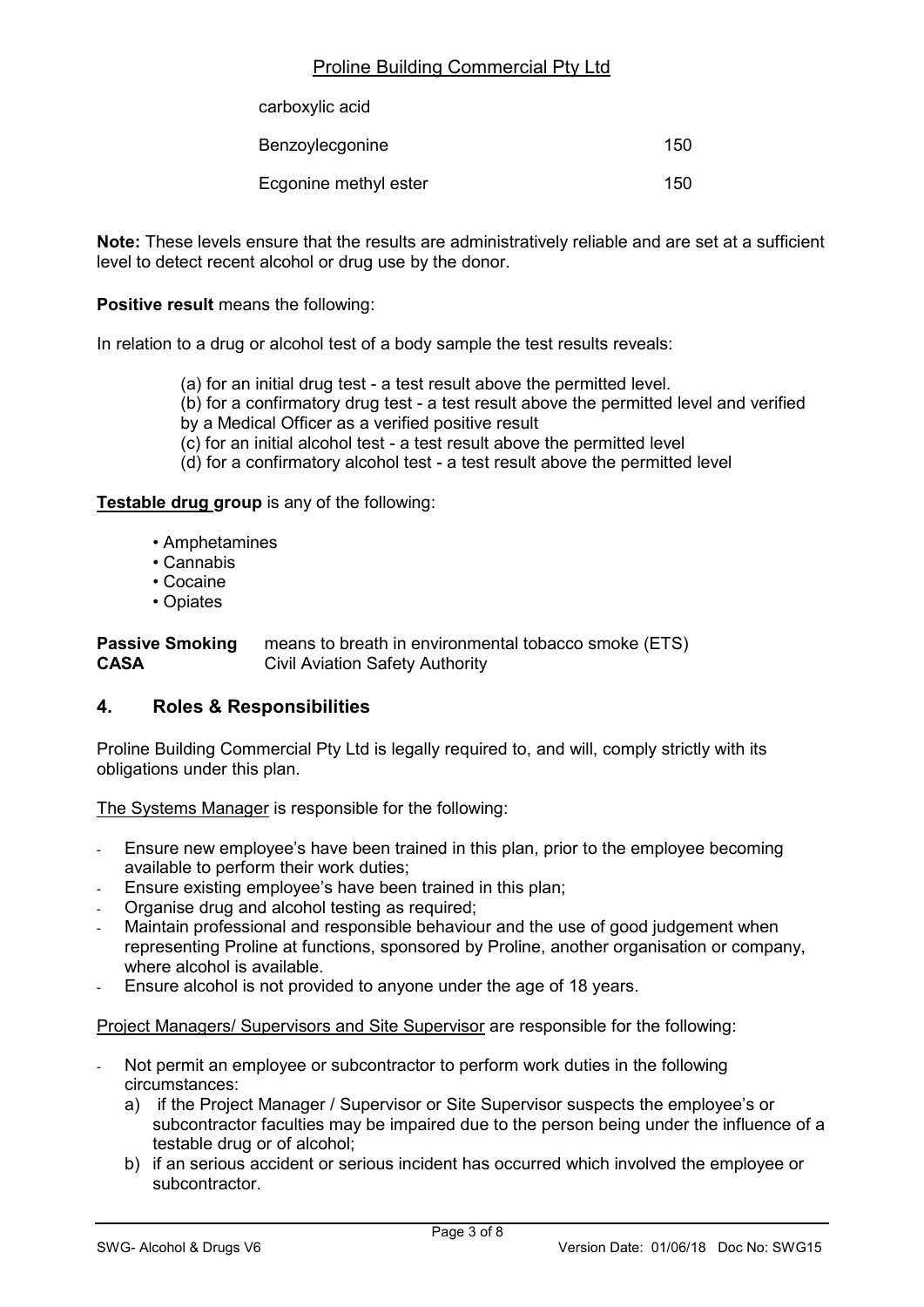| | |
|---|---|
| carboxylic acid | |
| Benzoylecgonine | 150 |
| Ecgonine methyl ester | 150 |

**Note:** These levels ensure that the results are administratively reliable and are set at a sufficient level to detect recent alcohol or drug use by the donor.

**Positive result** means the following:

In relation to a drug or alcohol test of a body sample the test results reveals:

(a) for an initial drug test - a test result above the permitted level.
(b) for a confirmatory drug test - a test result above the permitted level and verified by a Medical Officer as a verified positive result
(c) for an initial alcohol test - a test result above the permitted level
(d) for a confirmatory alcohol test - a test result above the permitted level

**Testable drug group** is any of the following:

- Amphetamines
- Cannabis
- Cocaine
- Opiates

**Passive Smoking** means to breath in environmental tobacco smoke (ETS)
**CASA** Civil Aviation Safety Authority

## 4. Roles & Responsibilities

Proline Building Commercial Pty Ltd is legally required to, and will, comply strictly with its obligations under this plan.

The Systems Manager is responsible for the following:

- Ensure new employee's have been trained in this plan, prior to the employee becoming available to perform their work duties;
- Ensure existing employee's have been trained in this plan;
- Organise drug and alcohol testing as required;
- Maintain professional and responsible behaviour and the use of good judgement when representing Proline at functions, sponsored by Proline, another organisation or company, where alcohol is available.
- Ensure alcohol is not provided to anyone under the age of 18 years.

Project Managers/ Supervisors and Site Supervisor are responsible for the following:

- Not permit an employee or subcontractor to perform work duties in the following circumstances:
  a) if the Project Manager / Supervisor or Site Supervisor suspects the employee's or subcontractor faculties may be impaired due to the person being under the influence of a testable drug or of alcohol;
  b) if an serious accident or serious incident has occurred which involved the employee or subcontractor.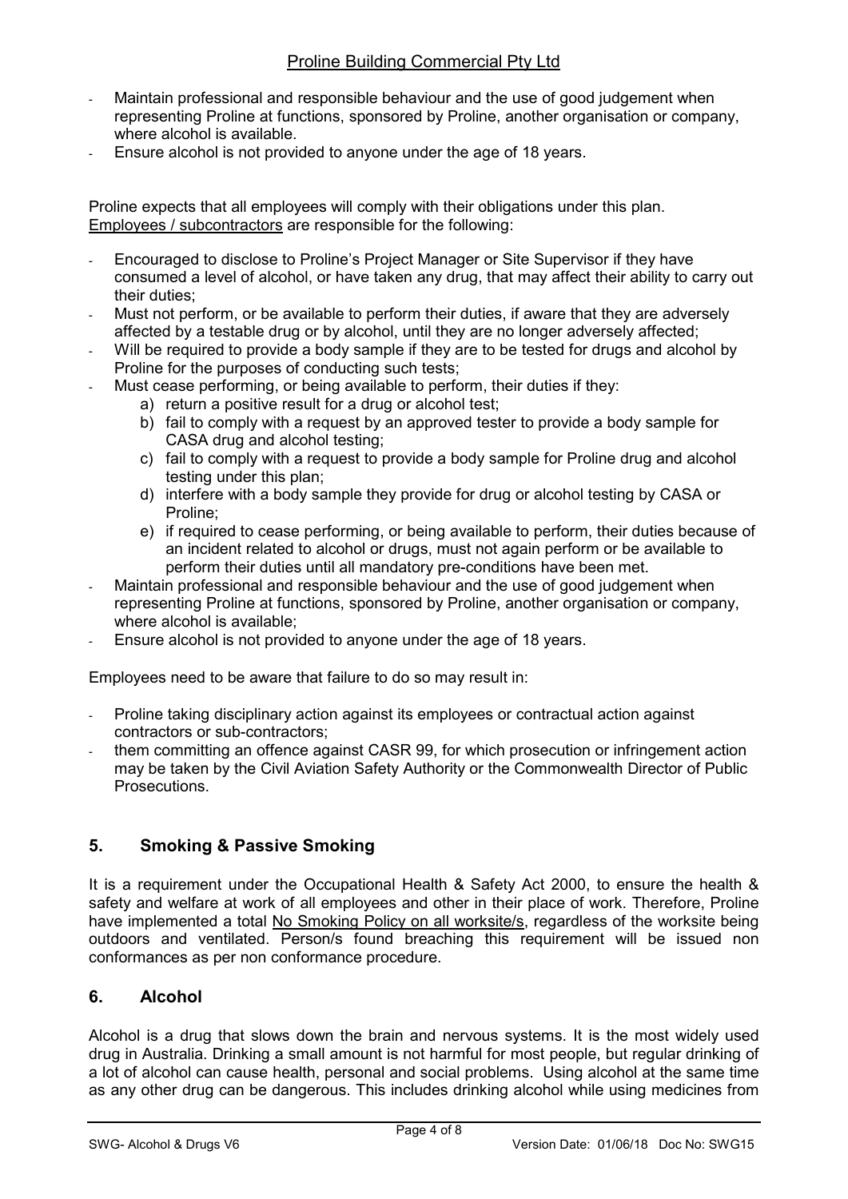- Maintain professional and responsible behaviour and the use of good judgement when representing Proline at functions, sponsored by Proline, another organisation or company, where alcohol is available.
- Ensure alcohol is not provided to anyone under the age of 18 years.

Proline expects that all employees will comply with their obligations under this plan. Employees / subcontractors are responsible for the following:

- Encouraged to disclose to Proline's Project Manager or Site Supervisor if they have consumed a level of alcohol, or have taken any drug, that may affect their ability to carry out their duties;
- Must not perform, or be available to perform their duties, if aware that they are adversely affected by a testable drug or by alcohol, until they are no longer adversely affected;
- Will be required to provide a body sample if they are to be tested for drugs and alcohol by Proline for the purposes of conducting such tests;
- Must cease performing, or being available to perform, their duties if they:
    a) return a positive result for a drug or alcohol test;
    b) fail to comply with a request by an approved tester to provide a body sample for CASA drug and alcohol testing;
    c) fail to comply with a request to provide a body sample for Proline drug and alcohol testing under this plan;
    d) interfere with a body sample they provide for drug or alcohol testing by CASA or Proline;
    e) if required to cease performing, or being available to perform, their duties because of an incident related to alcohol or drugs, must not again perform or be available to perform their duties until all mandatory pre-conditions have been met.
- Maintain professional and responsible behaviour and the use of good judgement when representing Proline at functions, sponsored by Proline, another organisation or company, where alcohol is available;
- Ensure alcohol is not provided to anyone under the age of 18 years.

Employees need to be aware that failure to do so may result in:

- Proline taking disciplinary action against its employees or contractual action against contractors or sub-contractors;
- them committing an offence against CASR 99, for which prosecution or infringement action may be taken by the Civil Aviation Safety Authority or the Commonwealth Director of Public Prosecutions.

## 5. Smoking & Passive Smoking

It is a requirement under the Occupational Health & Safety Act 2000, to ensure the health & safety and welfare at work of all employees and other in their place of work. Therefore, Proline have implemented a total No Smoking Policy on all worksite/s, regardless of the worksite being outdoors and ventilated. Person/s found breaching this requirement will be issued non conformances as per non conformance procedure.

## 6. Alcohol

Alcohol is a drug that slows down the brain and nervous systems. It is the most widely used drug in Australia. Drinking a small amount is not harmful for most people, but regular drinking of a lot of alcohol can cause health, personal and social problems. Using alcohol at the same time as any other drug can be dangerous. This includes drinking alcohol while using medicines from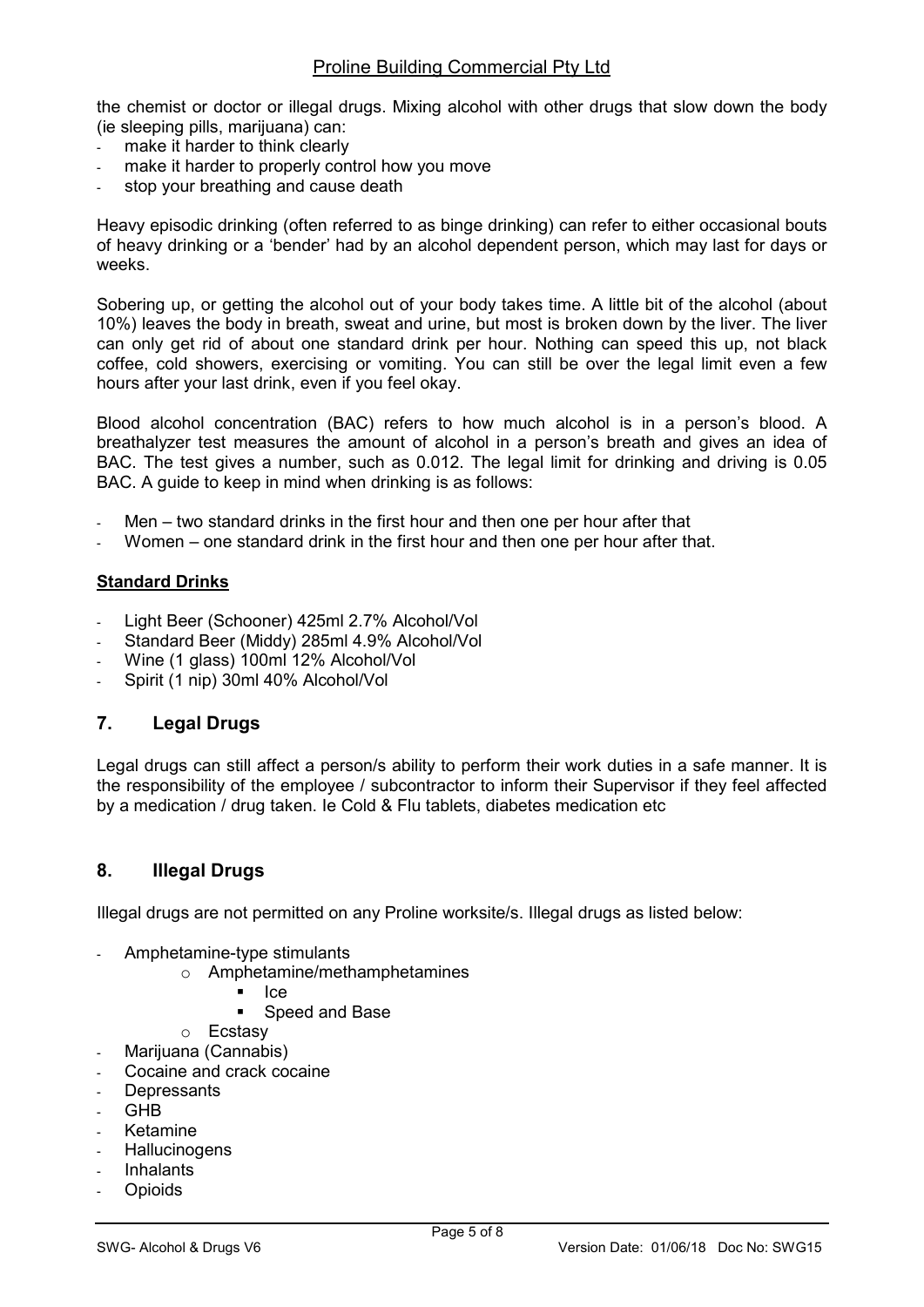the chemist or doctor or illegal drugs. Mixing alcohol with other drugs that slow down the body (ie sleeping pills, marijuana) can:

- make it harder to think clearly
- make it harder to properly control how you move
- stop your breathing and cause death

Heavy episodic drinking (often referred to as binge drinking) can refer to either occasional bouts of heavy drinking or a 'bender' had by an alcohol dependent person, which may last for days or weeks.

Sobering up, or getting the alcohol out of your body takes time. A little bit of the alcohol (about 10%) leaves the body in breath, sweat and urine, but most is broken down by the liver. The liver can only get rid of about one standard drink per hour. Nothing can speed this up, not black coffee, cold showers, exercising or vomiting. You can still be over the legal limit even a few hours after your last drink, even if you feel okay.

Blood alcohol concentration (BAC) refers to how much alcohol is in a person's blood. A breathalyzer test measures the amount of alcohol in a person's breath and gives an idea of BAC. The test gives a number, such as 0.012. The legal limit for drinking and driving is 0.05 BAC. A guide to keep in mind when drinking is as follows:

- Men – two standard drinks in the first hour and then one per hour after that
- Women – one standard drink in the first hour and then one per hour after that.

**Standard Drinks**

- Light Beer (Schooner) 425ml 2.7% Alcohol/Vol
- Standard Beer (Middy) 285ml 4.9% Alcohol/Vol
- Wine (1 glass) 100ml 12% Alcohol/Vol
- Spirit (1 nip) 30ml 40% Alcohol/Vol

## 7. Legal Drugs

Legal drugs can still affect a person/s ability to perform their work duties in a safe manner. It is the responsibility of the employee / subcontractor to inform their Supervisor if they feel affected by a medication / drug taken. Ie Cold & Flu tablets, diabetes medication etc

## 8. Illegal Drugs

Illegal drugs are not permitted on any Proline worksite/s. Illegal drugs as listed below:

- Amphetamine-type stimulants
  - Amphetamine/methamphetamines
    - Ice
    - Speed and Base
  - Ecstasy
- Marijuana (Cannabis)
- Cocaine and crack cocaine
- Depressants
- GHB
- Ketamine
- Hallucinogens
- Inhalants
- Opioids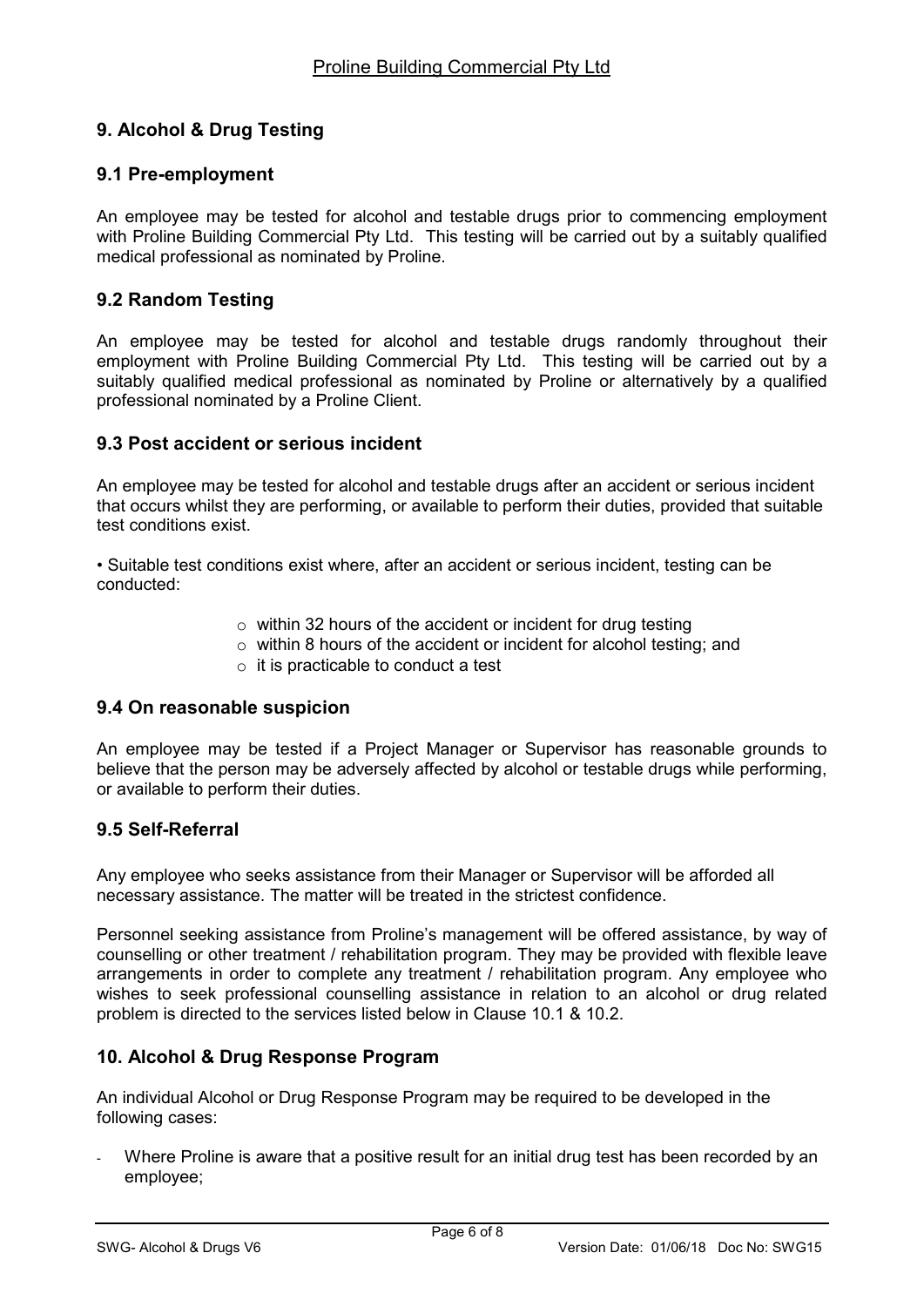## 9. Alcohol & Drug Testing

### 9.1 Pre-employment

An employee may be tested for alcohol and testable drugs prior to commencing employment with Proline Building Commercial Pty Ltd. This testing will be carried out by a suitably qualified medical professional as nominated by Proline.

### 9.2 Random Testing

An employee may be tested for alcohol and testable drugs randomly throughout their employment with Proline Building Commercial Pty Ltd. This testing will be carried out by a suitably qualified medical professional as nominated by Proline or alternatively by a qualified professional nominated by a Proline Client.

### 9.3 Post accident or serious incident

An employee may be tested for alcohol and testable drugs after an accident or serious incident that occurs whilst they are performing, or available to perform their duties, provided that suitable test conditions exist.

- Suitable test conditions exist where, after an accident or serious incident, testing can be conducted:
  - within 32 hours of the accident or incident for drug testing
  - within 8 hours of the accident or incident for alcohol testing; and
  - it is practicable to conduct a test

### 9.4 On reasonable suspicion

An employee may be tested if a Project Manager or Supervisor has reasonable grounds to believe that the person may be adversely affected by alcohol or testable drugs while performing, or available to perform their duties.

### 9.5 Self-Referral

Any employee who seeks assistance from their Manager or Supervisor will be afforded all necessary assistance. The matter will be treated in the strictest confidence.

Personnel seeking assistance from Proline's management will be offered assistance, by way of counselling or other treatment / rehabilitation program. They may be provided with flexible leave arrangements in order to complete any treatment / rehabilitation program. Any employee who wishes to seek professional counselling assistance in relation to an alcohol or drug related problem is directed to the services listed below in Clause 10.1 & 10.2.

## 10. Alcohol & Drug Response Program

An individual Alcohol or Drug Response Program may be required to be developed in the following cases:

- Where Proline is aware that a positive result for an initial drug test has been recorded by an employee;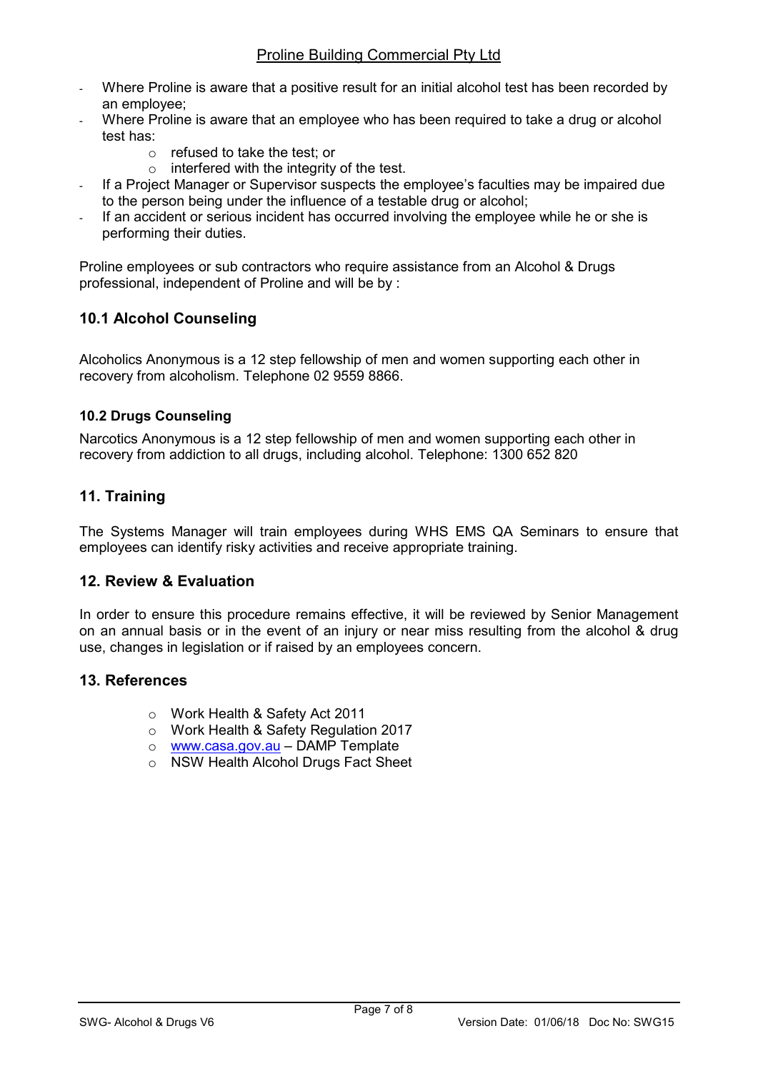- Where Proline is aware that a positive result for an initial alcohol test has been recorded by an employee;
- Where Proline is aware that an employee who has been required to take a drug or alcohol test has:
    - refused to take the test; or
    - interfered with the integrity of the test.
- If a Project Manager or Supervisor suspects the employee's faculties may be impaired due to the person being under the influence of a testable drug or alcohol;
- If an accident or serious incident has occurred involving the employee while he or she is performing their duties.

Proline employees or sub contractors who require assistance from an Alcohol & Drugs professional, independent of Proline and will be by :

## 10.1 Alcohol Counseling

Alcoholics Anonymous is a 12 step fellowship of men and women supporting each other in recovery from alcoholism. Telephone 02 9559 8866.

### 10.2 Drugs Counseling

Narcotics Anonymous is a 12 step fellowship of men and women supporting each other in recovery from addiction to all drugs, including alcohol. Telephone: 1300 652 820

## 11. Training

The Systems Manager will train employees during WHS EMS QA Seminars to ensure that employees can identify risky activities and receive appropriate training.

## 12. Review & Evaluation

In order to ensure this procedure remains effective, it will be reviewed by Senior Management on an annual basis or in the event of an injury or near miss resulting from the alcohol & drug use, changes in legislation or if raised by an employees concern.

## 13. References

- Work Health & Safety Act 2011
- Work Health & Safety Regulation 2017
- [www.casa.gov.au](http://www.casa.gov.au) – DAMP Template
- NSW Health Alcohol Drugs Fact Sheet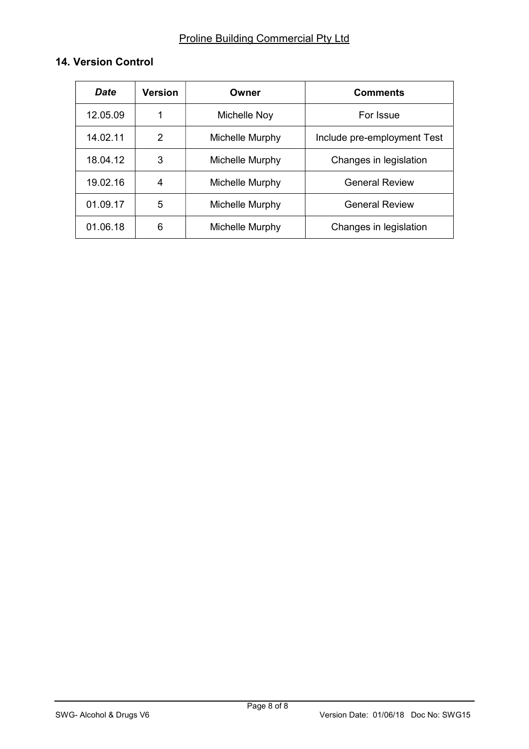## 14. Version Control

| *Date* | Version | Owner | Comments |
|---|---|---|---|
| 12.05.09 | 1 | Michelle Noy | For Issue |
| 14.02.11 | 2 | Michelle Murphy | Include pre-employment Test |
| 18.04.12 | 3 | Michelle Murphy | Changes in legislation |
| 19.02.16 | 4 | Michelle Murphy | General Review |
| 01.09.17 | 5 | Michelle Murphy | General Review |
| 01.06.18 | 6 | Michelle Murphy | Changes in legislation |